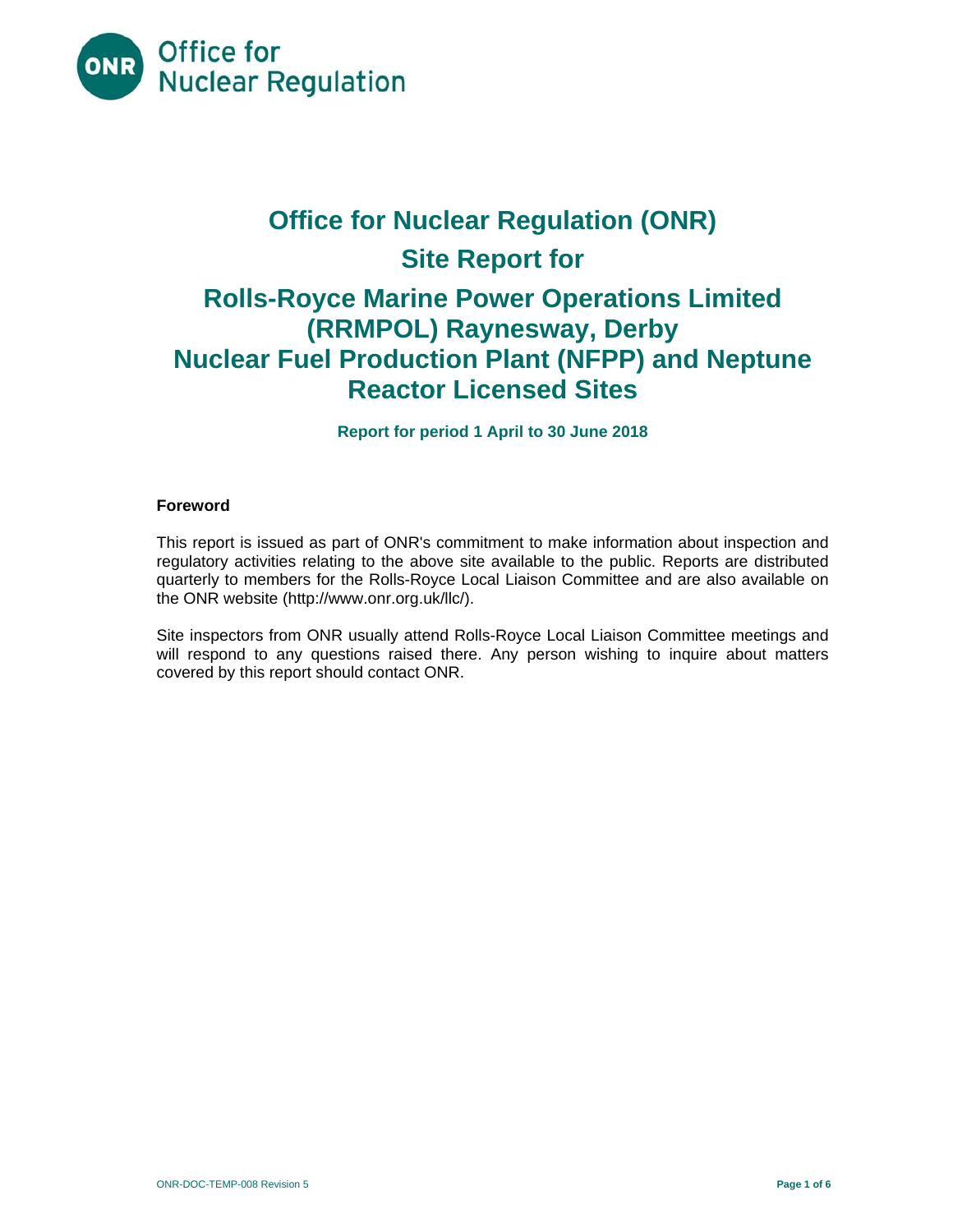Office for Nuclear Regulation

# Office for Nuclear Regulation (ONR)

# Site Report for

# Rolls-Royce Marine Power Operations Limited (RRMPOL) Raynesway, Derby Nuclear Fuel Production Plant (NFPP) and Neptune Reactor Licensed Sites

**Report for period 1 April to 30 June 2018**

**Foreword**

This report is issued as part of ONR's commitment to make information about inspection and regulatory activities relating to the above site available to the public. Reports are distributed quarterly to members for the Rolls-Royce Local Liaison Committee and are also available on the ONR website (http://www.onr.org.uk/llc/).

Site inspectors from ONR usually attend Rolls-Royce Local Liaison Committee meetings and will respond to any questions raised there. Any person wishing to inquire about matters covered by this report should contact ONR.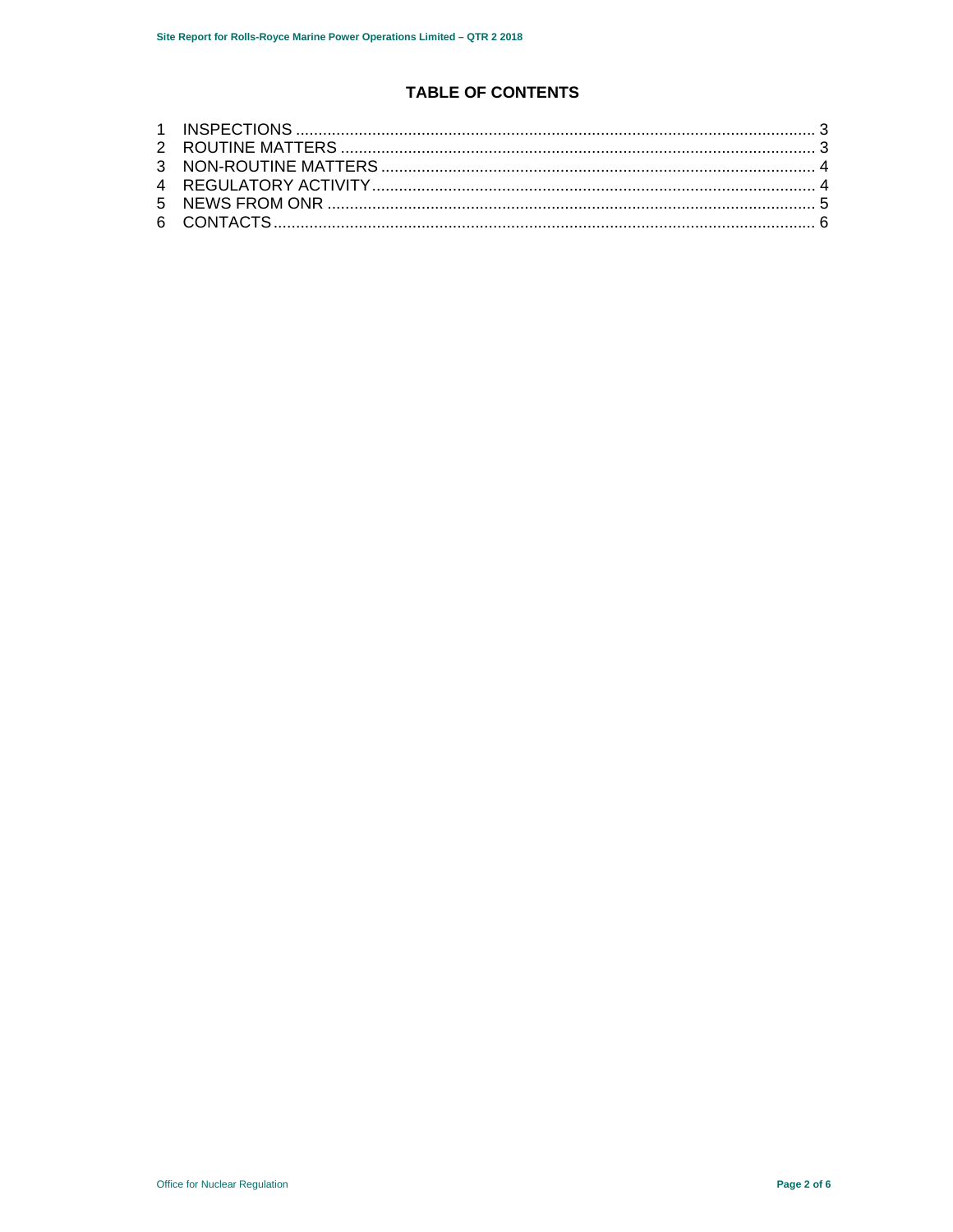# TABLE OF CONTENTS

1 INSPECTIONS ..... 3
2 ROUTINE MATTERS ..... 3
3 NON-ROUTINE MATTERS ..... 4
4 REGULATORY ACTIVITY ..... 4
5 NEWS FROM ONR ..... 5
6 CONTACTS ..... 6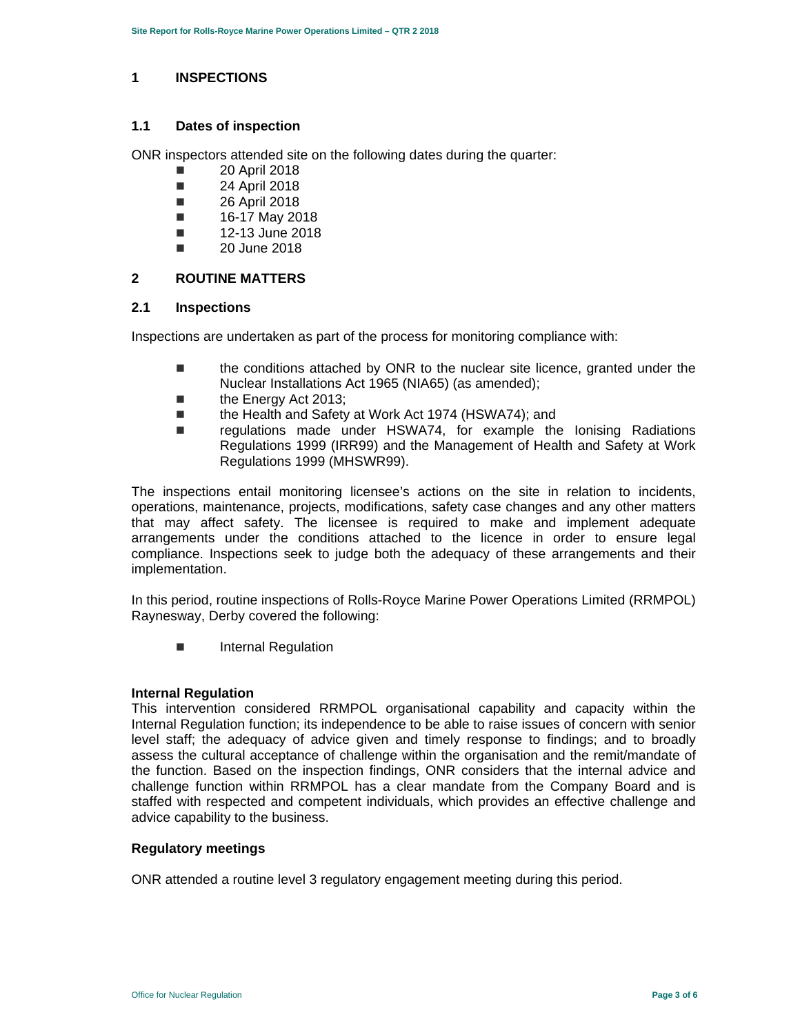# 1 INSPECTIONS

## 1.1 Dates of inspection

ONR inspectors attended site on the following dates during the quarter:

- 20 April 2018
- 24 April 2018
- 26 April 2018
- 16-17 May 2018
- 12-13 June 2018
- 20 June 2018

# 2 ROUTINE MATTERS

## 2.1 Inspections

Inspections are undertaken as part of the process for monitoring compliance with:

- the conditions attached by ONR to the nuclear site licence, granted under the Nuclear Installations Act 1965 (NIA65) (as amended);
- the Energy Act 2013;
- the Health and Safety at Work Act 1974 (HSWA74); and
- regulations made under HSWA74, for example the Ionising Radiations Regulations 1999 (IRR99) and the Management of Health and Safety at Work Regulations 1999 (MHSWR99).

The inspections entail monitoring licensee's actions on the site in relation to incidents, operations, maintenance, projects, modifications, safety case changes and any other matters that may affect safety. The licensee is required to make and implement adequate arrangements under the conditions attached to the licence in order to ensure legal compliance. Inspections seek to judge both the adequacy of these arrangements and their implementation.

In this period, routine inspections of Rolls-Royce Marine Power Operations Limited (RRMPOL) Raynesway, Derby covered the following:

- Internal Regulation

**Internal Regulation**

This intervention considered RRMPOL organisational capability and capacity within the Internal Regulation function; its independence to be able to raise issues of concern with senior level staff; the adequacy of advice given and timely response to findings; and to broadly assess the cultural acceptance of challenge within the organisation and the remit/mandate of the function. Based on the inspection findings, ONR considers that the internal advice and challenge function within RRMPOL has a clear mandate from the Company Board and is staffed with respected and competent individuals, which provides an effective challenge and advice capability to the business.

**Regulatory meetings**

ONR attended a routine level 3 regulatory engagement meeting during this period.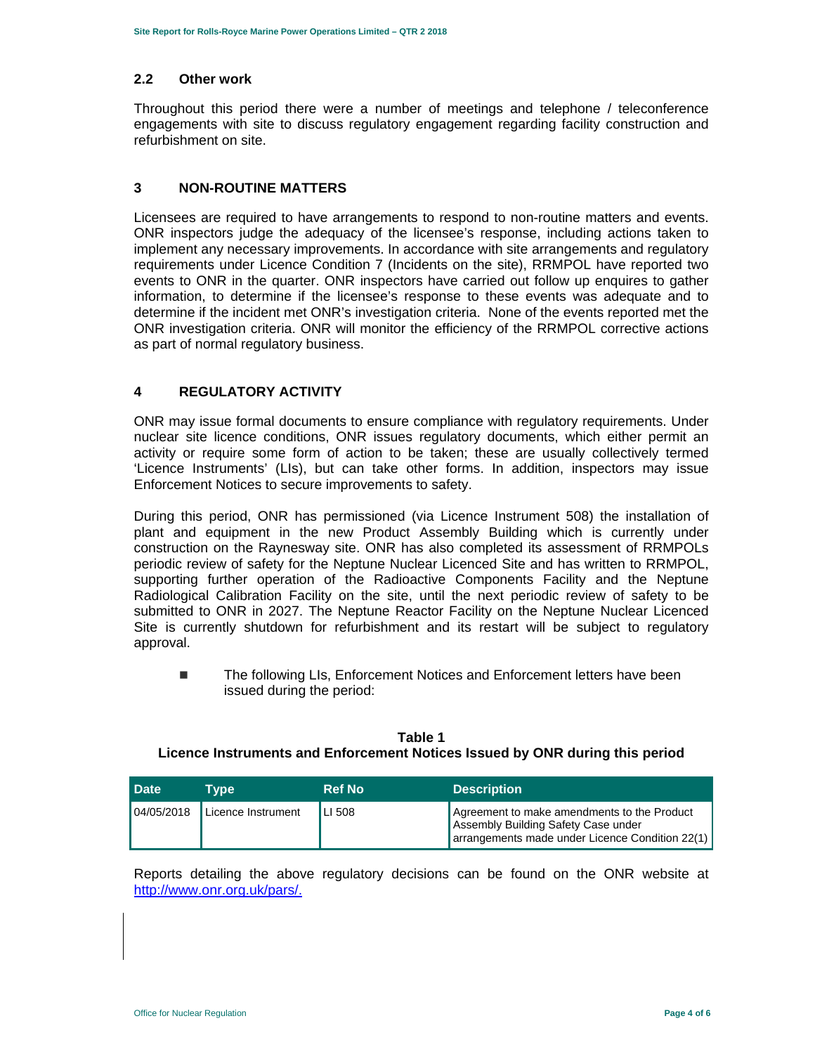## 2.2 Other work

Throughout this period there were a number of meetings and telephone / teleconference engagements with site to discuss regulatory engagement regarding facility construction and refurbishment on site.

# 3 NON-ROUTINE MATTERS

Licensees are required to have arrangements to respond to non-routine matters and events. ONR inspectors judge the adequacy of the licensee's response, including actions taken to implement any necessary improvements. In accordance with site arrangements and regulatory requirements under Licence Condition 7 (Incidents on the site), RRMPOL have reported two events to ONR in the quarter. ONR inspectors have carried out follow up enquires to gather information, to determine if the licensee's response to these events was adequate and to determine if the incident met ONR's investigation criteria. None of the events reported met the ONR investigation criteria. ONR will monitor the efficiency of the RRMPOL corrective actions as part of normal regulatory business.

# 4 REGULATORY ACTIVITY

ONR may issue formal documents to ensure compliance with regulatory requirements. Under nuclear site licence conditions, ONR issues regulatory documents, which either permit an activity or require some form of action to be taken; these are usually collectively termed 'Licence Instruments' (LIs), but can take other forms. In addition, inspectors may issue Enforcement Notices to secure improvements to safety.

During this period, ONR has permissioned (via Licence Instrument 508) the installation of plant and equipment in the new Product Assembly Building which is currently under construction on the Raynesway site. ONR has also completed its assessment of RRMPOLs periodic review of safety for the Neptune Nuclear Licenced Site and has written to RRMPOL, supporting further operation of the Radioactive Components Facility and the Neptune Radiological Calibration Facility on the site, until the next periodic review of safety to be submitted to ONR in 2027. The Neptune Reactor Facility on the Neptune Nuclear Licenced Site is currently shutdown for refurbishment and its restart will be subject to regulatory approval.

- The following LIs, Enforcement Notices and Enforcement letters have been issued during the period:

**Table 1**
**Licence Instruments and Enforcement Notices Issued by ONR during this period**

| Date | Type | Ref No | Description |
|---|---|---|---|
| 04/05/2018 | Licence Instrument | LI 508 | Agreement to make amendments to the Product Assembly Building Safety Case under arrangements made under Licence Condition 22(1) |

Reports detailing the above regulatory decisions can be found on the ONR website at http://www.onr.org.uk/pars/.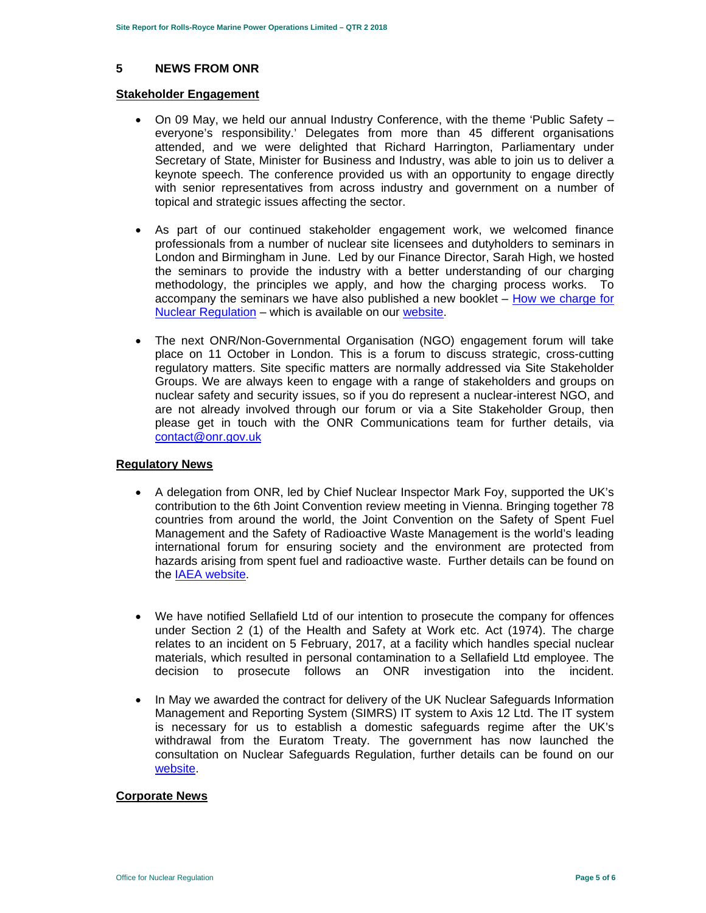## 5 NEWS FROM ONR

**Stakeholder Engagement**

- On 09 May, we held our annual Industry Conference, with the theme 'Public Safety – everyone's responsibility.' Delegates from more than 45 different organisations attended, and we were delighted that Richard Harrington, Parliamentary under Secretary of State, Minister for Business and Industry, was able to join us to deliver a keynote speech. The conference provided us with an opportunity to engage directly with senior representatives from across industry and government on a number of topical and strategic issues affecting the sector.

- As part of our continued stakeholder engagement work, we welcomed finance professionals from a number of nuclear site licensees and dutyholders to seminars in London and Birmingham in June. Led by our Finance Director, Sarah High, we hosted the seminars to provide the industry with a better understanding of our charging methodology, the principles we apply, and how the charging process works. To accompany the seminars we have also published a new booklet – How we charge for Nuclear Regulation – which is available on our website.

- The next ONR/Non-Governmental Organisation (NGO) engagement forum will take place on 11 October in London. This is a forum to discuss strategic, cross-cutting regulatory matters. Site specific matters are normally addressed via Site Stakeholder Groups. We are always keen to engage with a range of stakeholders and groups on nuclear safety and security issues, so if you do represent a nuclear-interest NGO, and are not already involved through our forum or via a Site Stakeholder Group, then please get in touch with the ONR Communications team for further details, via contact@onr.gov.uk

**Regulatory News**

- A delegation from ONR, led by Chief Nuclear Inspector Mark Foy, supported the UK's contribution to the 6th Joint Convention review meeting in Vienna. Bringing together 78 countries from around the world, the Joint Convention on the Safety of Spent Fuel Management and the Safety of Radioactive Waste Management is the world's leading international forum for ensuring society and the environment are protected from hazards arising from spent fuel and radioactive waste. Further details can be found on the IAEA website.

- We have notified Sellafield Ltd of our intention to prosecute the company for offences under Section 2 (1) of the Health and Safety at Work etc. Act (1974). The charge relates to an incident on 5 February, 2017, at a facility which handles special nuclear materials, which resulted in personal contamination to a Sellafield Ltd employee. The decision to prosecute follows an ONR investigation into the incident.

- In May we awarded the contract for delivery of the UK Nuclear Safeguards Information Management and Reporting System (SIMRS) IT system to Axis 12 Ltd. The IT system is necessary for us to establish a domestic safeguards regime after the UK's withdrawal from the Euratom Treaty. The government has now launched the consultation on Nuclear Safeguards Regulation, further details can be found on our website.

**Corporate News**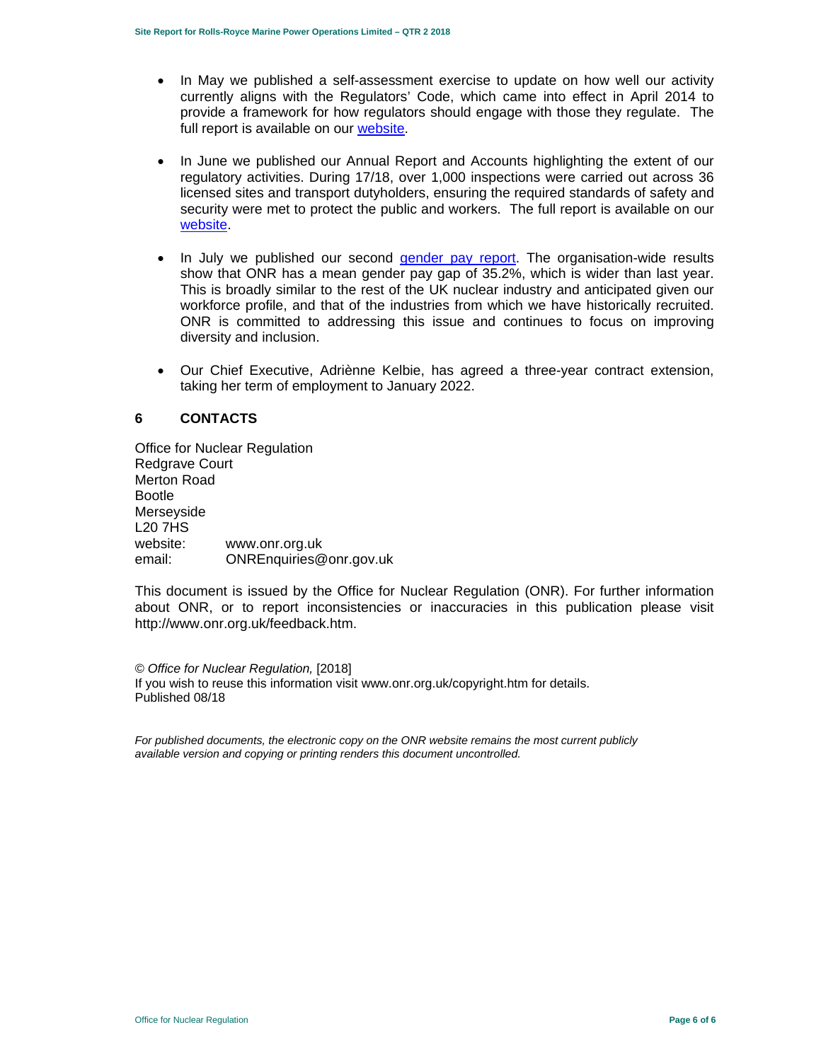- In May we published a self-assessment exercise to update on how well our activity currently aligns with the Regulators' Code, which came into effect in April 2014 to provide a framework for how regulators should engage with those they regulate. The full report is available on our website.

- In June we published our Annual Report and Accounts highlighting the extent of our regulatory activities. During 17/18, over 1,000 inspections were carried out across 36 licensed sites and transport dutyholders, ensuring the required standards of safety and security were met to protect the public and workers. The full report is available on our website.

- In July we published our second gender pay report. The organisation-wide results show that ONR has a mean gender pay gap of 35.2%, which is wider than last year. This is broadly similar to the rest of the UK nuclear industry and anticipated given our workforce profile, and that of the industries from which we have historically recruited. ONR is committed to addressing this issue and continues to focus on improving diversity and inclusion.

- Our Chief Executive, Adriènne Kelbie, has agreed a three-year contract extension, taking her term of employment to January 2022.

## 6 CONTACTS

Office for Nuclear Regulation
Redgrave Court
Merton Road
Bootle
Merseyside
L20 7HS
website: www.onr.org.uk
email: ONREnquiries@onr.gov.uk

This document is issued by the Office for Nuclear Regulation (ONR). For further information about ONR, or to report inconsistencies or inaccuracies in this publication please visit http://www.onr.org.uk/feedback.htm.

© *Office for Nuclear Regulation,* [2018]
If you wish to reuse this information visit www.onr.org.uk/copyright.htm for details.
Published 08/18

*For published documents, the electronic copy on the ONR website remains the most current publicly available version and copying or printing renders this document uncontrolled.*